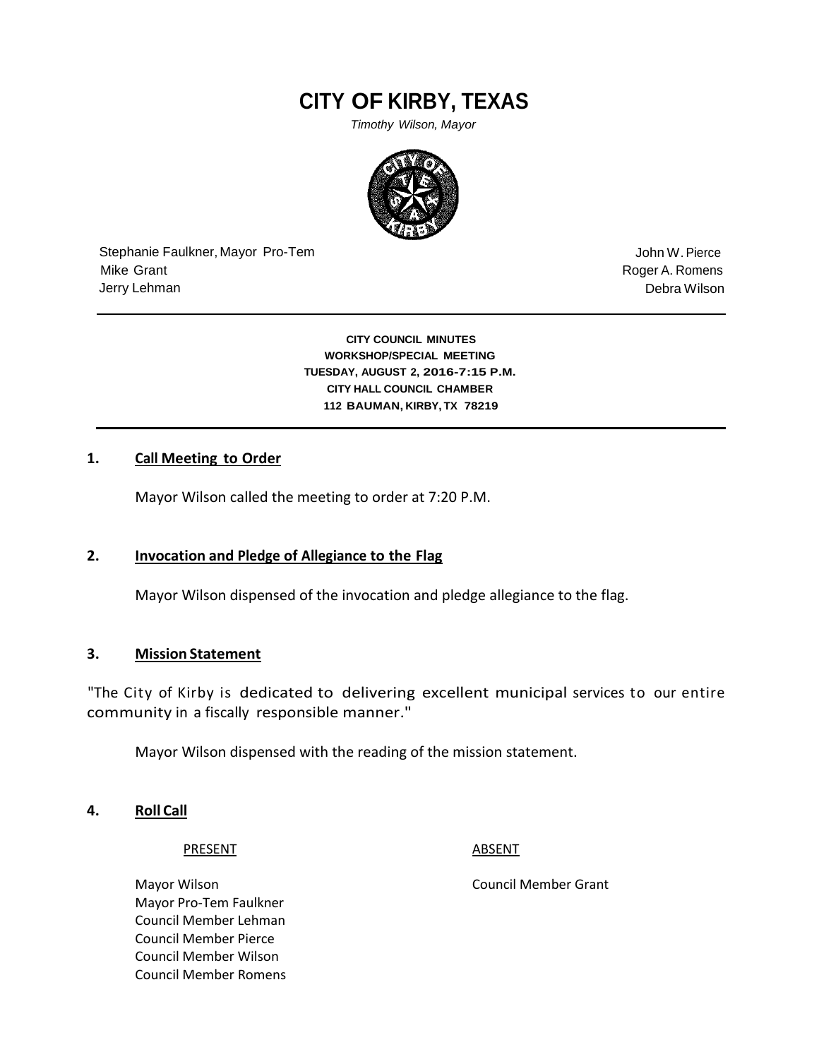# CITY OF KIRBY, TEXAS

*Timothy Wilson, Mayor*

Stephanie Faulkner, Mayor Pro-Tem
Mike Grant
Jerry Lehman

John W. Pierce
Roger A. Romens
Debra Wilson

---

**CITY COUNCIL MINUTES**
**WORKSHOP/SPECIAL MEETING**
**TUESDAY, AUGUST 2, 2016-7:15 P.M.**
**CITY HALL COUNCIL CHAMBER**
**112 BAUMAN, KIRBY, TX 78219**

---

## 1. Call Meeting to Order

Mayor Wilson called the meeting to order at 7:20 P.M.

## 2. Invocation and Pledge of Allegiance to the Flag

Mayor Wilson dispensed of the invocation and pledge allegiance to the flag.

## 3. Mission Statement

"The City of Kirby is dedicated to delivering excellent municipal services to our entire community in a fiscally responsible manner."

Mayor Wilson dispensed with the reading of the mission statement.

## 4. Roll Call

| PRESENT | ABSENT |
|---|---|
| Mayor Wilson | Council Member Grant |
| Mayor Pro-Tem Faulkner | |
| Council Member Lehman | |
| Council Member Pierce | |
| Council Member Wilson | |
| Council Member Romens | |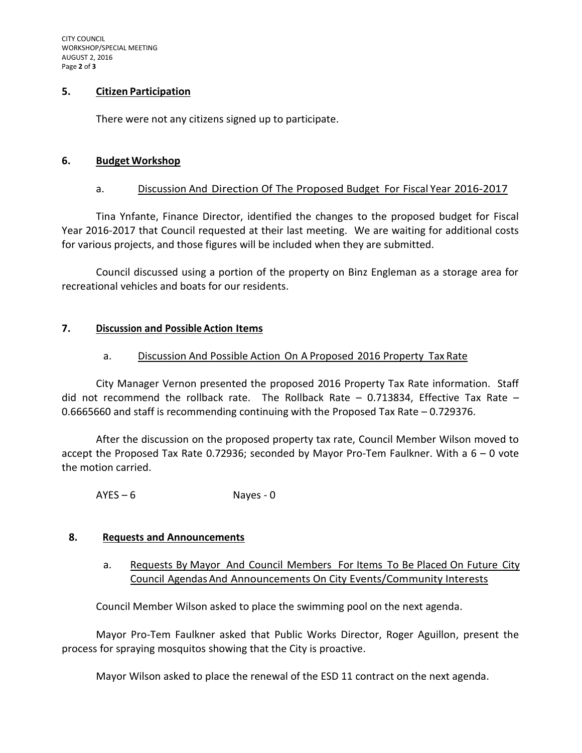## 5. Citizen Participation

There were not any citizens signed up to participate.

## 6. Budget Workshop

### a. Discussion And Direction Of The Proposed Budget For Fiscal Year 2016-2017

Tina Ynfante, Finance Director, identified the changes to the proposed budget for Fiscal Year 2016-2017 that Council requested at their last meeting. We are waiting for additional costs for various projects, and those figures will be included when they are submitted.

Council discussed using a portion of the property on Binz Engleman as a storage area for recreational vehicles and boats for our residents.

## 7. Discussion and Possible Action Items

### a. Discussion And Possible Action On A Proposed 2016 Property Tax Rate

City Manager Vernon presented the proposed 2016 Property Tax Rate information. Staff did not recommend the rollback rate. The Rollback Rate – 0.713834, Effective Tax Rate – 0.6665660 and staff is recommending continuing with the Proposed Tax Rate – 0.729376.

After the discussion on the proposed property tax rate, Council Member Wilson moved to accept the Proposed Tax Rate 0.72936; seconded by Mayor Pro-Tem Faulkner. With a 6 – 0 vote the motion carried.

AYES – 6 Nayes - 0

## 8. Requests and Announcements

### a. Requests By Mayor And Council Members For Items To Be Placed On Future City Council Agendas And Announcements On City Events/Community Interests

Council Member Wilson asked to place the swimming pool on the next agenda.

Mayor Pro-Tem Faulkner asked that Public Works Director, Roger Aguillon, present the process for spraying mosquitos showing that the City is proactive.

Mayor Wilson asked to place the renewal of the ESD 11 contract on the next agenda.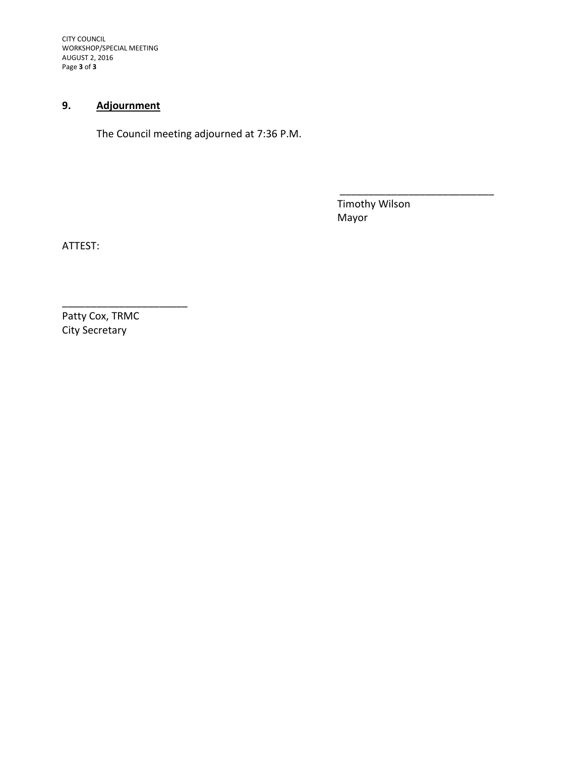## 9. Adjournment

The Council meeting adjourned at 7:36 P.M.

\_\_\_\_\_\_\_\_\_\_\_\_\_\_\_\_\_\_\_\_\_\_\_\_\_\_\_\_
Timothy Wilson
Mayor

ATTEST:

\_\_\_\_\_\_\_\_\_\_\_\_\_\_\_\_\_\_\_\_\_\_\_
Patty Cox, TRMC
City Secretary